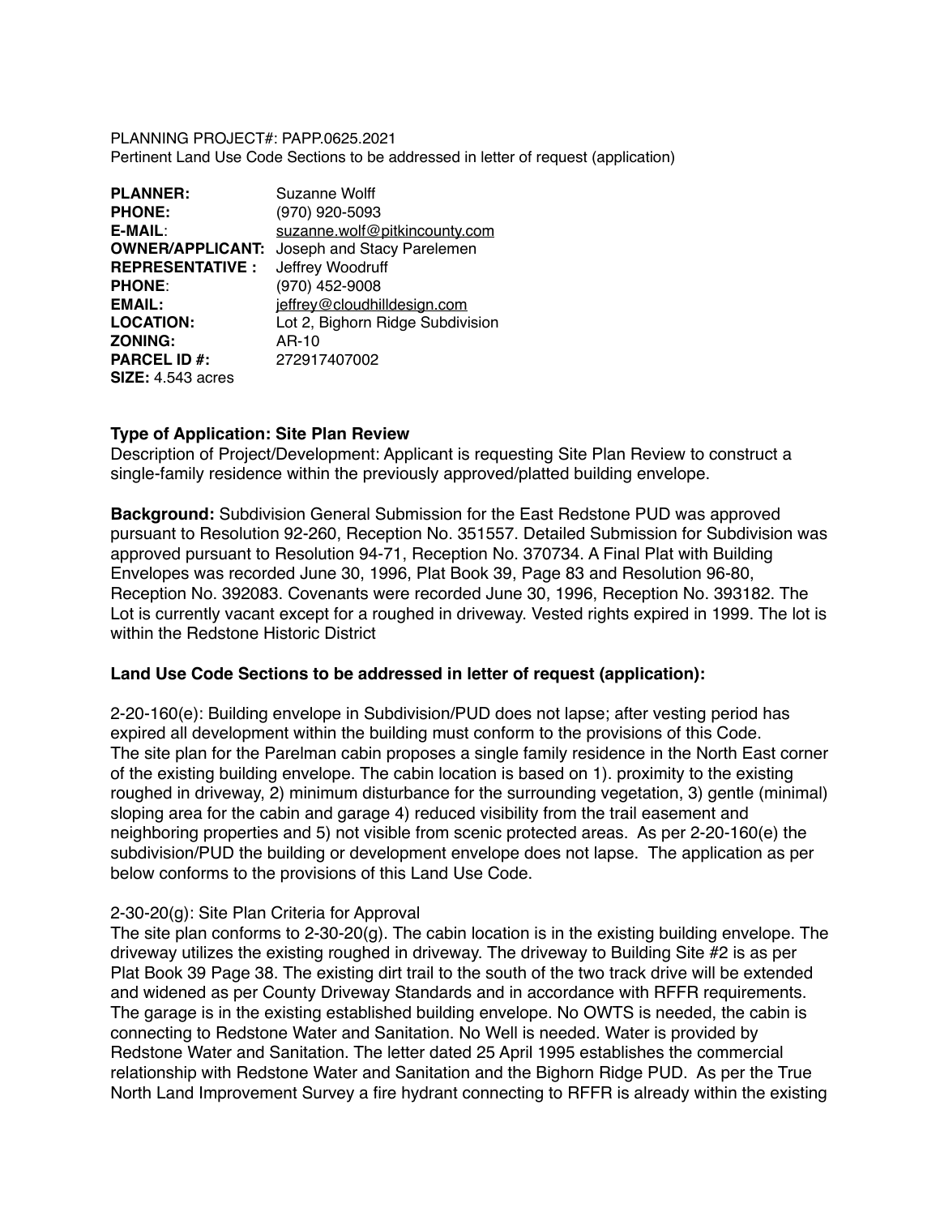PLANNING PROJECT#: PAPP.0625.2021
Pertinent Land Use Code Sections to be addressed in letter of request (application)

**PLANNER:** Suzanne Wolff
**PHONE:** (970) 920-5093
**E-MAIL**: suzanne.wolf@pitkincounty.com
**OWNER/APPLICANT:** Joseph and Stacy Parelemen
**REPRESENTATIVE :** Jeffrey Woodruff
**PHONE**: (970) 452-9008
**EMAIL:** jeffrey@cloudhilldesign.com
**LOCATION:** Lot 2, Bighorn Ridge Subdivision
**ZONING:** AR-10
**PARCEL ID #:** 272917407002
**SIZE:** 4.543 acres

**Type of Application: Site Plan Review**
Description of Project/Development: Applicant is requesting Site Plan Review to construct a single-family residence within the previously approved/platted building envelope.

**Background:** Subdivision General Submission for the East Redstone PUD was approved pursuant to Resolution 92-260, Reception No. 351557. Detailed Submission for Subdivision was approved pursuant to Resolution 94-71, Reception No. 370734. A Final Plat with Building Envelopes was recorded June 30, 1996, Plat Book 39, Page 83 and Resolution 96-80, Reception No. 392083. Covenants were recorded June 30, 1996, Reception No. 393182. The Lot is currently vacant except for a roughed in driveway. Vested rights expired in 1999. The lot is within the Redstone Historic District

**Land Use Code Sections to be addressed in letter of request (application):**

2-20-160(e): Building envelope in Subdivision/PUD does not lapse; after vesting period has expired all development within the building must conform to the provisions of this Code.
The site plan for the Parelman cabin proposes a single family residence in the North East corner of the existing building envelope. The cabin location is based on 1). proximity to the existing roughed in driveway, 2) minimum disturbance for the surrounding vegetation, 3) gentle (minimal) sloping area for the cabin and garage 4) reduced visibility from the trail easement and neighboring properties and 5) not visible from scenic protected areas. As per 2-20-160(e) the subdivision/PUD the building or development envelope does not lapse. The application as per below conforms to the provisions of this Land Use Code.

2-30-20(g): Site Plan Criteria for Approval
The site plan conforms to 2-30-20(g). The cabin location is in the existing building envelope. The driveway utilizes the existing roughed in driveway. The driveway to Building Site #2 is as per Plat Book 39 Page 38. The existing dirt trail to the south of the two track drive will be extended and widened as per County Driveway Standards and in accordance with RFFR requirements. The garage is in the existing established building envelope. No OWTS is needed, the cabin is connecting to Redstone Water and Sanitation. No Well is needed. Water is provided by Redstone Water and Sanitation. The letter dated 25 April 1995 establishes the commercial relationship with Redstone Water and Sanitation and the Bighorn Ridge PUD. As per the True North Land Improvement Survey a fire hydrant connecting to RFFR is already within the existing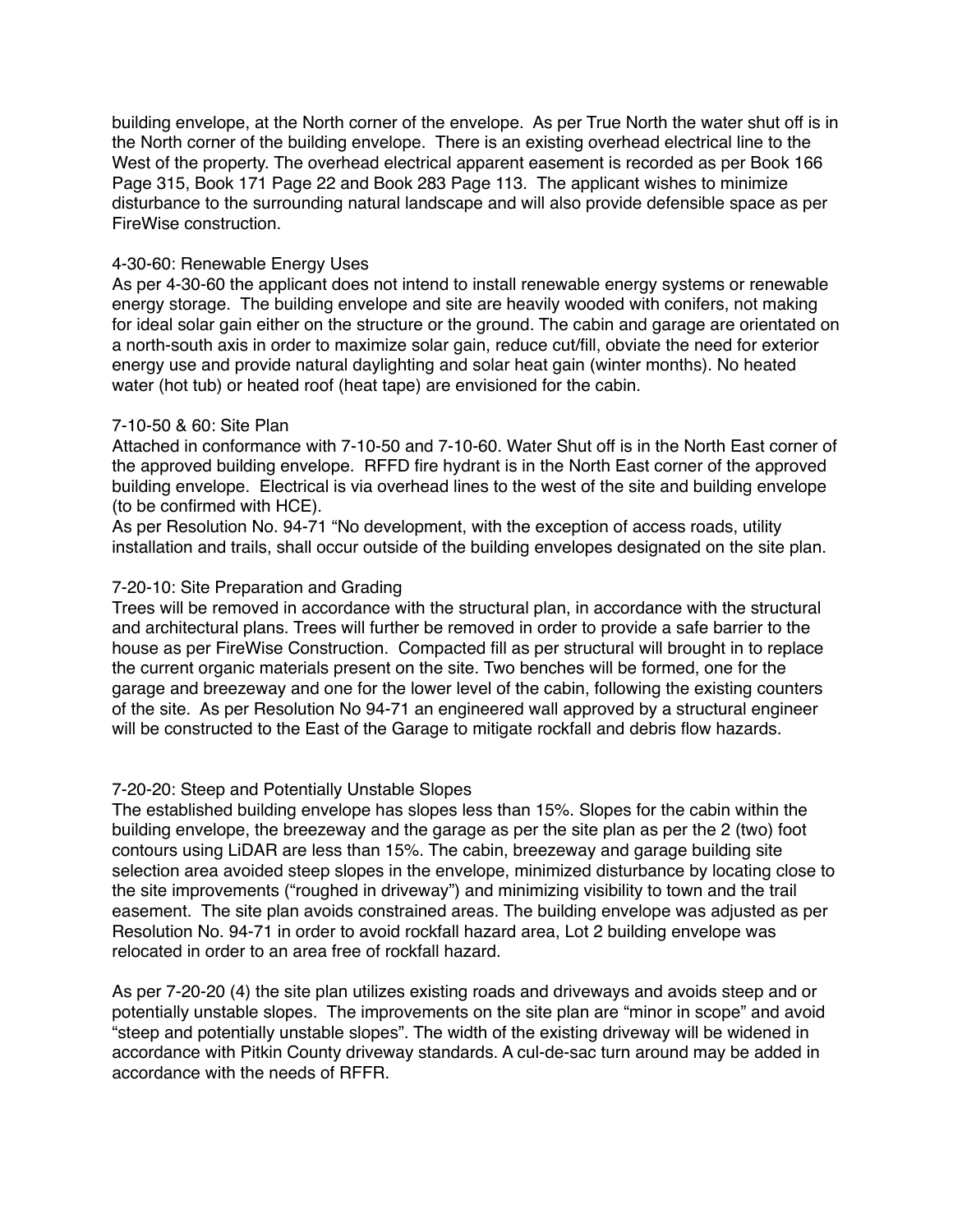building envelope, at the North corner of the envelope. As per True North the water shut off is in the North corner of the building envelope. There is an existing overhead electrical line to the West of the property. The overhead electrical apparent easement is recorded as per Book 166 Page 315, Book 171 Page 22 and Book 283 Page 113. The applicant wishes to minimize disturbance to the surrounding natural landscape and will also provide defensible space as per FireWise construction.

4-30-60: Renewable Energy Uses
As per 4-30-60 the applicant does not intend to install renewable energy systems or renewable energy storage. The building envelope and site are heavily wooded with conifers, not making for ideal solar gain either on the structure or the ground. The cabin and garage are orientated on a north-south axis in order to maximize solar gain, reduce cut/fill, obviate the need for exterior energy use and provide natural daylighting and solar heat gain (winter months). No heated water (hot tub) or heated roof (heat tape) are envisioned for the cabin.

7-10-50 & 60: Site Plan
Attached in conformance with 7-10-50 and 7-10-60. Water Shut off is in the North East corner of the approved building envelope. RFFD fire hydrant is in the North East corner of the approved building envelope. Electrical is via overhead lines to the west of the site and building envelope (to be confirmed with HCE).
As per Resolution No. 94-71 "No development, with the exception of access roads, utility installation and trails, shall occur outside of the building envelopes designated on the site plan.

7-20-10: Site Preparation and Grading
Trees will be removed in accordance with the structural plan, in accordance with the structural and architectural plans. Trees will further be removed in order to provide a safe barrier to the house as per FireWise Construction. Compacted fill as per structural will brought in to replace the current organic materials present on the site. Two benches will be formed, one for the garage and breezeway and one for the lower level of the cabin, following the existing counters of the site. As per Resolution No 94-71 an engineered wall approved by a structural engineer will be constructed to the East of the Garage to mitigate rockfall and debris flow hazards.

7-20-20: Steep and Potentially Unstable Slopes
The established building envelope has slopes less than 15%. Slopes for the cabin within the building envelope, the breezeway and the garage as per the site plan as per the 2 (two) foot contours using LiDAR are less than 15%. The cabin, breezeway and garage building site selection area avoided steep slopes in the envelope, minimized disturbance by locating close to the site improvements ("roughed in driveway") and minimizing visibility to town and the trail easement. The site plan avoids constrained areas. The building envelope was adjusted as per Resolution No. 94-71 in order to avoid rockfall hazard area, Lot 2 building envelope was relocated in order to an area free of rockfall hazard.

As per 7-20-20 (4) the site plan utilizes existing roads and driveways and avoids steep and or potentially unstable slopes. The improvements on the site plan are "minor in scope" and avoid "steep and potentially unstable slopes". The width of the existing driveway will be widened in accordance with Pitkin County driveway standards. A cul-de-sac turn around may be added in accordance with the needs of RFFR.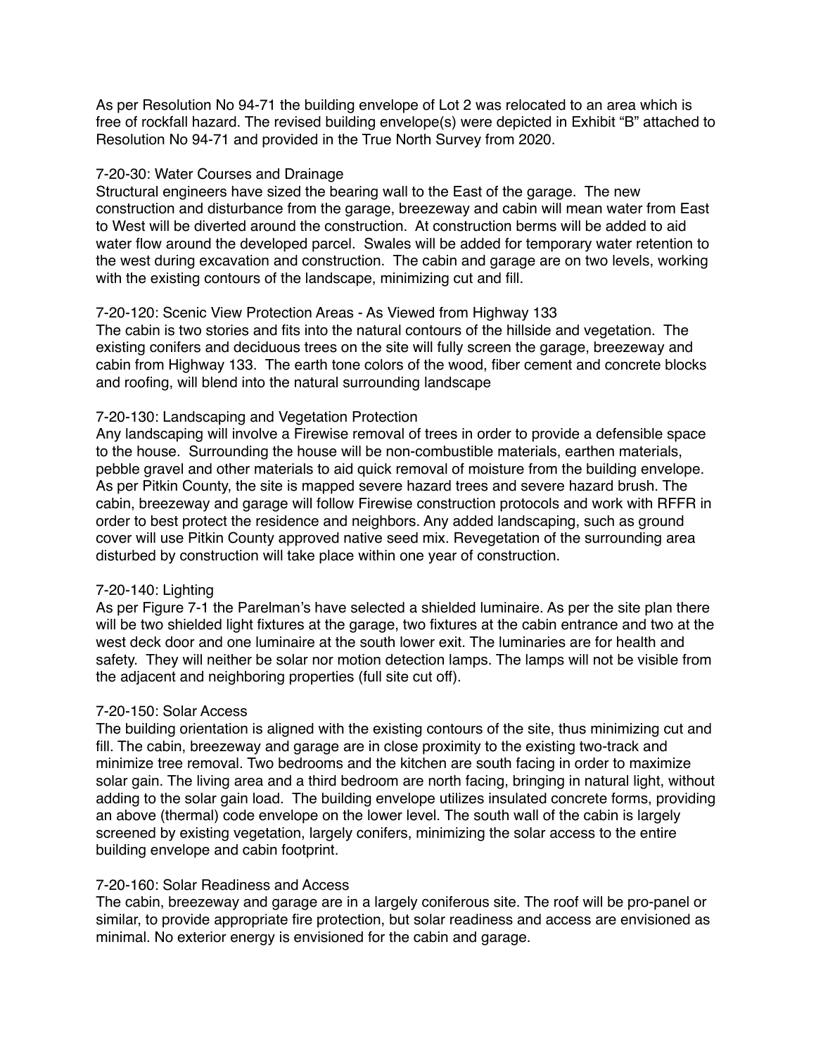As per Resolution No 94-71 the building envelope of Lot 2 was relocated to an area which is free of rockfall hazard. The revised building envelope(s) were depicted in Exhibit "B" attached to Resolution No 94-71 and provided in the True North Survey from 2020.

## 7-20-30: Water Courses and Drainage

Structural engineers have sized the bearing wall to the East of the garage. The new construction and disturbance from the garage, breezeway and cabin will mean water from East to West will be diverted around the construction. At construction berms will be added to aid water flow around the developed parcel. Swales will be added for temporary water retention to the west during excavation and construction. The cabin and garage are on two levels, working with the existing contours of the landscape, minimizing cut and fill.

## 7-20-120: Scenic View Protection Areas - As Viewed from Highway 133

The cabin is two stories and fits into the natural contours of the hillside and vegetation. The existing conifers and deciduous trees on the site will fully screen the garage, breezeway and cabin from Highway 133. The earth tone colors of the wood, fiber cement and concrete blocks and roofing, will blend into the natural surrounding landscape

## 7-20-130: Landscaping and Vegetation Protection

Any landscaping will involve a Firewise removal of trees in order to provide a defensible space to the house. Surrounding the house will be non-combustible materials, earthen materials, pebble gravel and other materials to aid quick removal of moisture from the building envelope. As per Pitkin County, the site is mapped severe hazard trees and severe hazard brush. The cabin, breezeway and garage will follow Firewise construction protocols and work with RFFR in order to best protect the residence and neighbors. Any added landscaping, such as ground cover will use Pitkin County approved native seed mix. Revegetation of the surrounding area disturbed by construction will take place within one year of construction.

## 7-20-140: Lighting

As per Figure 7-1 the Parelman's have selected a shielded luminaire. As per the site plan there will be two shielded light fixtures at the garage, two fixtures at the cabin entrance and two at the west deck door and one luminaire at the south lower exit. The luminaries are for health and safety. They will neither be solar nor motion detection lamps. The lamps will not be visible from the adjacent and neighboring properties (full site cut off).

## 7-20-150: Solar Access

The building orientation is aligned with the existing contours of the site, thus minimizing cut and fill. The cabin, breezeway and garage are in close proximity to the existing two-track and minimize tree removal. Two bedrooms and the kitchen are south facing in order to maximize solar gain. The living area and a third bedroom are north facing, bringing in natural light, without adding to the solar gain load. The building envelope utilizes insulated concrete forms, providing an above (thermal) code envelope on the lower level. The south wall of the cabin is largely screened by existing vegetation, largely conifers, minimizing the solar access to the entire building envelope and cabin footprint.

## 7-20-160: Solar Readiness and Access

The cabin, breezeway and garage are in a largely coniferous site. The roof will be pro-panel or similar, to provide appropriate fire protection, but solar readiness and access are envisioned as minimal. No exterior energy is envisioned for the cabin and garage.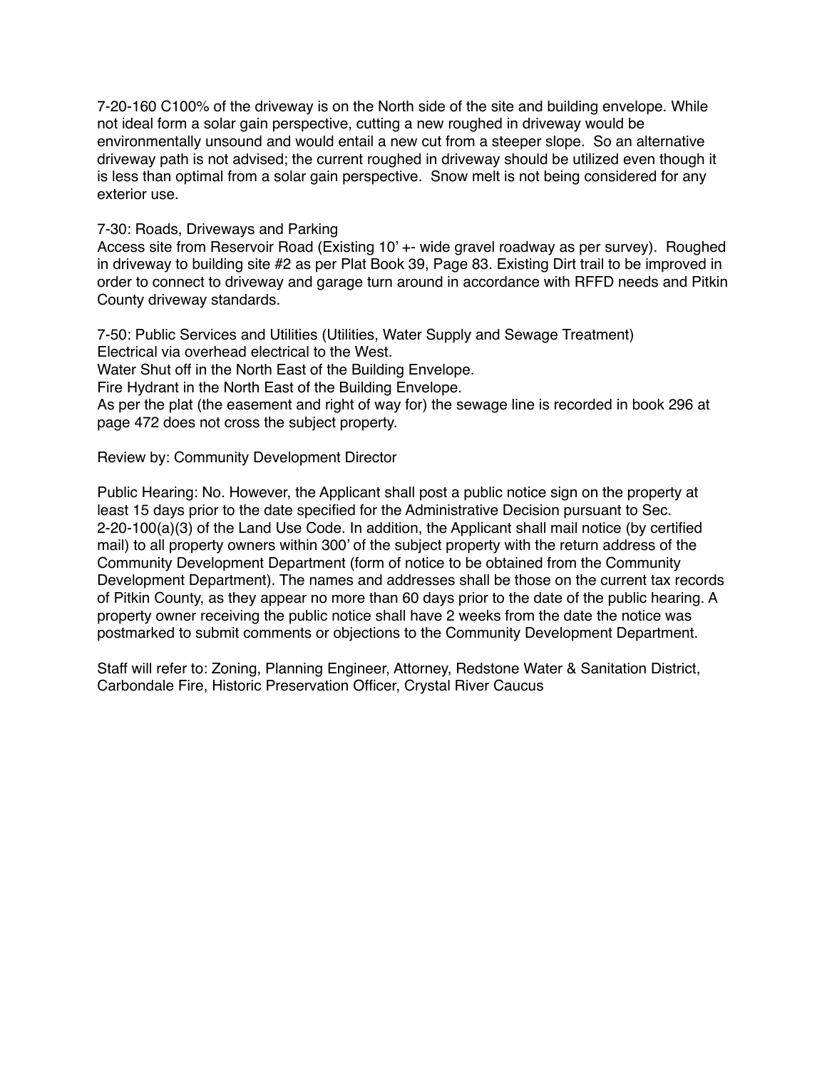7-20-160 C100% of the driveway is on the North side of the site and building envelope. While not ideal form a solar gain perspective, cutting a new roughed in driveway would be environmentally unsound and would entail a new cut from a steeper slope. So an alternative driveway path is not advised; the current roughed in driveway should be utilized even though it is less than optimal from a solar gain perspective. Snow melt is not being considered for any exterior use.

7-30: Roads, Driveways and Parking
Access site from Reservoir Road (Existing 10' +- wide gravel roadway as per survey). Roughed in driveway to building site #2 as per Plat Book 39, Page 83. Existing Dirt trail to be improved in order to connect to driveway and garage turn around in accordance with RFFD needs and Pitkin County driveway standards.

7-50: Public Services and Utilities (Utilities, Water Supply and Sewage Treatment)
Electrical via overhead electrical to the West.
Water Shut off in the North East of the Building Envelope.
Fire Hydrant in the North East of the Building Envelope.
As per the plat (the easement and right of way for) the sewage line is recorded in book 296 at page 472 does not cross the subject property.

Review by: Community Development Director

Public Hearing: No. However, the Applicant shall post a public notice sign on the property at least 15 days prior to the date specified for the Administrative Decision pursuant to Sec. 2-20-100(a)(3) of the Land Use Code. In addition, the Applicant shall mail notice (by certified mail) to all property owners within 300' of the subject property with the return address of the Community Development Department (form of notice to be obtained from the Community Development Department). The names and addresses shall be those on the current tax records of Pitkin County, as they appear no more than 60 days prior to the date of the public hearing. A property owner receiving the public notice shall have 2 weeks from the date the notice was postmarked to submit comments or objections to the Community Development Department.

Staff will refer to: Zoning, Planning Engineer, Attorney, Redstone Water & Sanitation District, Carbondale Fire, Historic Preservation Officer, Crystal River Caucus